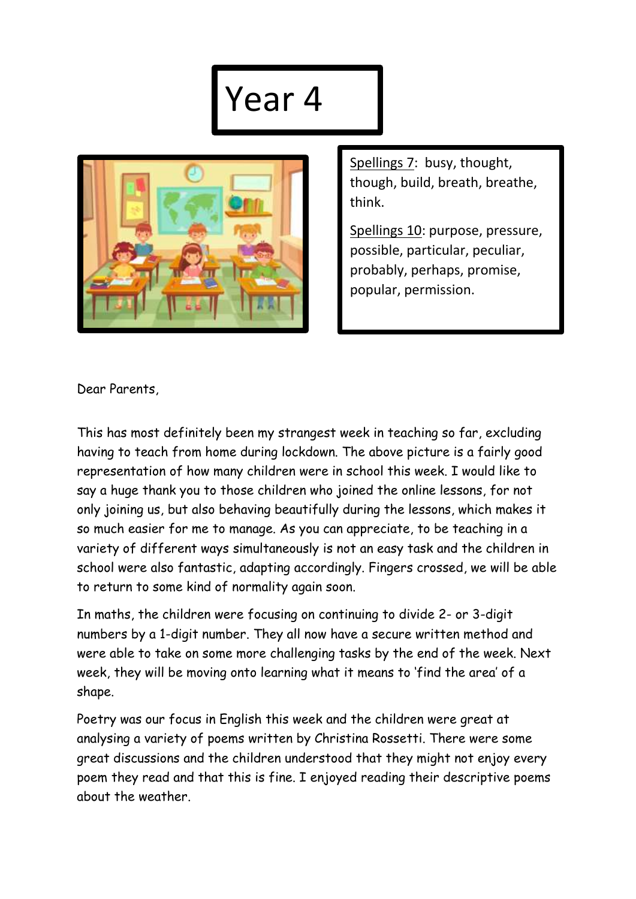# Year 4

<u>Spellings 7</u>: busy, thought, though, build, breath, breathe, think.

<u>Spellings 10</u>: purpose, pressure, possible, particular, peculiar, probably, perhaps, promise, popular, permission.

Dear Parents,

This has most definitely been my strangest week in teaching so far, excluding having to teach from home during lockdown. The above picture is a fairly good representation of how many children were in school this week. I would like to say a huge thank you to those children who joined the online lessons, for not only joining us, but also behaving beautifully during the lessons, which makes it so much easier for me to manage. As you can appreciate, to be teaching in a variety of different ways simultaneously is not an easy task and the children in school were also fantastic, adapting accordingly. Fingers crossed, we will be able to return to some kind of normality again soon.

In maths, the children were focusing on continuing to divide 2- or 3-digit numbers by a 1-digit number. They all now have a secure written method and were able to take on some more challenging tasks by the end of the week. Next week, they will be moving onto learning what it means to 'find the area' of a shape.

Poetry was our focus in English this week and the children were great at analysing a variety of poems written by Christina Rossetti. There were some great discussions and the children understood that they might not enjoy every poem they read and that this is fine. I enjoyed reading their descriptive poems about the weather.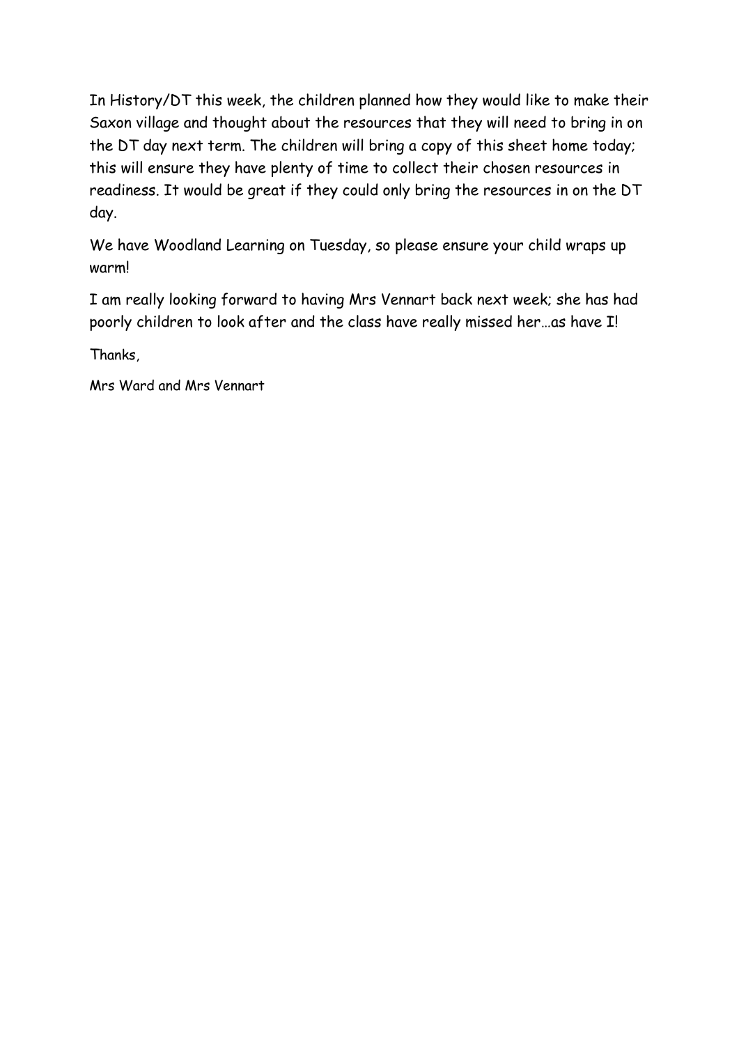In History/DT this week, the children planned how they would like to make their Saxon village and thought about the resources that they will need to bring in on the DT day next term. The children will bring a copy of this sheet home today; this will ensure they have plenty of time to collect their chosen resources in readiness. It would be great if they could only bring the resources in on the DT day.

We have Woodland Learning on Tuesday, so please ensure your child wraps up warm!

I am really looking forward to having Mrs Vennart back next week; she has had poorly children to look after and the class have really missed her…as have I!

Thanks,

Mrs Ward and Mrs Vennart